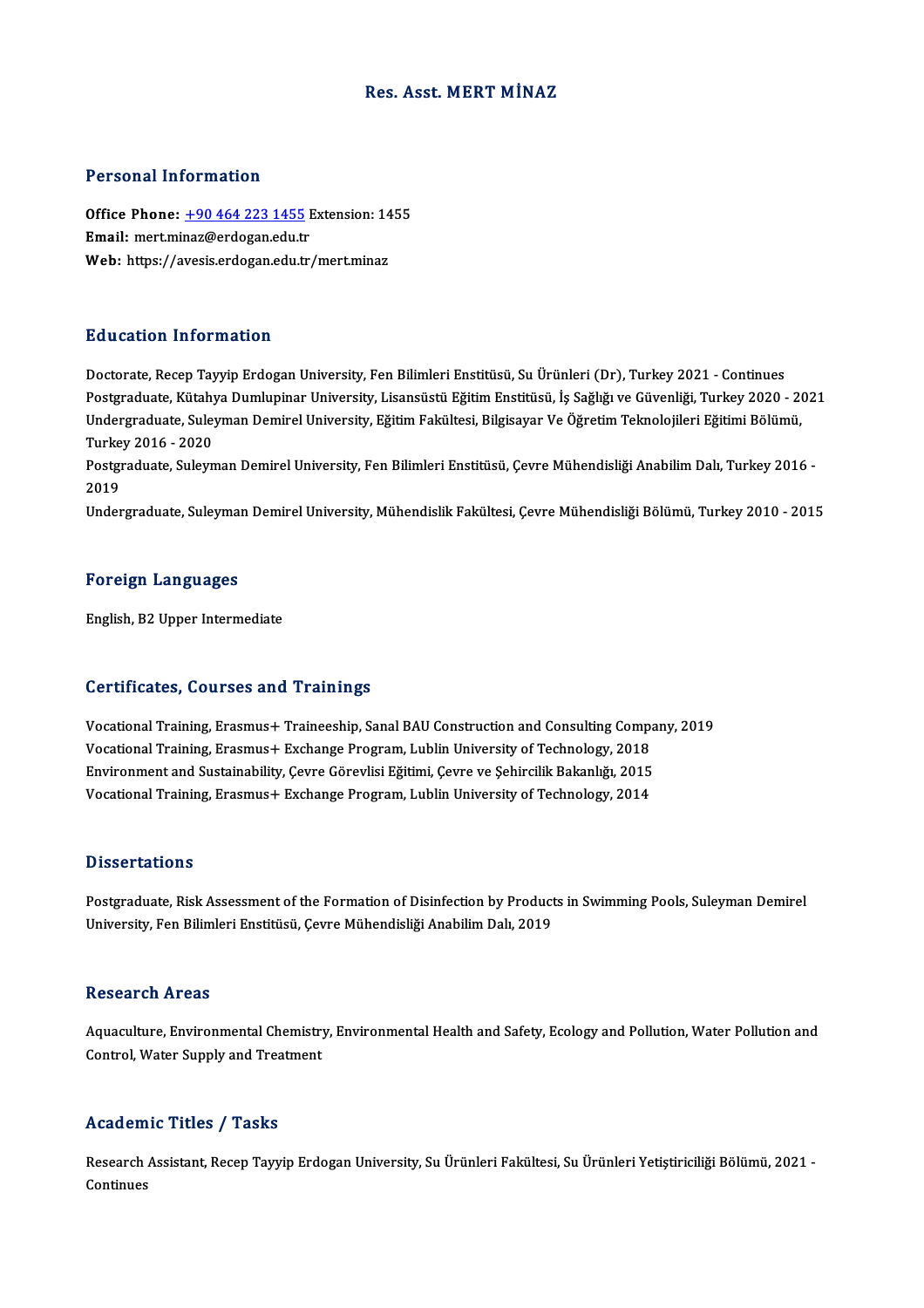# Res. Asst. MERT MİNAZ

## Personal Information

**Office Phone:** +90 464 223 1455 Extension: 1455
**Email:** mert.minaz@erdogan.edu.tr
**Web:** https://avesis.erdogan.edu.tr/mert.minaz

## Education Information

Doctorate, Recep Tayyip Erdogan University, Fen Bilimleri Enstitüsü, Su Ürünleri (Dr), Turkey 2021 - Continues
Postgraduate, Kütahya Dumlupinar University, Lisansüstü Eğitim Enstitüsü, İş Sağlığı ve Güvenliği, Turkey 2020 - 2021
Undergraduate, Suleyman Demirel University, Eğitim Fakültesi, Bilgisayar Ve Öğretim Teknolojileri Eğitimi Bölümü, Turkey 2016 - 2020
Postgraduate, Suleyman Demirel University, Fen Bilimleri Enstitüsü, Çevre Mühendisliği Anabilim Dalı, Turkey 2016 - 2019
Undergraduate, Suleyman Demirel University, Mühendislik Fakültesi, Çevre Mühendisliği Bölümü, Turkey 2010 - 2015

## Foreign Languages

English, B2 Upper Intermediate

## Certificates, Courses and Trainings

Vocational Training, Erasmus+ Traineeship, Sanal BAU Construction and Consulting Company, 2019
Vocational Training, Erasmus+ Exchange Program, Lublin University of Technology, 2018
Environment and Sustainability, Çevre Görevlisi Eğitimi, Çevre ve Şehircilik Bakanlığı, 2015
Vocational Training, Erasmus+ Exchange Program, Lublin University of Technology, 2014

## Dissertations

Postgraduate, Risk Assessment of the Formation of Disinfection by Products in Swimming Pools, Suleyman Demirel University, Fen Bilimleri Enstitüsü, Çevre Mühendisliği Anabilim Dalı, 2019

## Research Areas

Aquaculture, Environmental Chemistry, Environmental Health and Safety, Ecology and Pollution, Water Pollution and Control, Water Supply and Treatment

## Academic Titles / Tasks

Research Assistant, Recep Tayyip Erdogan University, Su Ürünleri Fakültesi, Su Ürünleri Yetiştiriciliği Bölümü, 2021 - Continues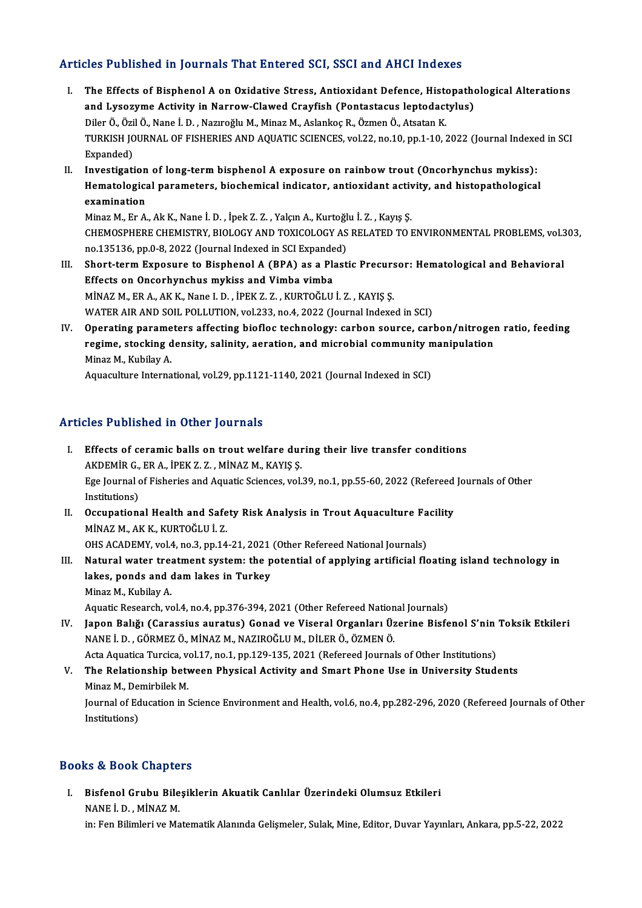## Articles Published in Journals That Entered SCI, SSCI and AHCI Indexes

I. **The Effects of Bisphenol A on Oxidative Stress, Antioxidant Defence, Histopathological Alterations and Lysozyme Activity in Narrow-Clawed Crayfish (Pontastacus leptodactylus)**
Diler Ö., Özil Ö., Nane İ. D. , Nazıroğlu M., Minaz M., Aslankoç R., Özmen Ö., Atsatan K.
TURKISH JOURNAL OF FISHERIES AND AQUATIC SCIENCES, vol.22, no.10, pp.1-10, 2022 (Journal Indexed in SCI Expanded)

II. **Investigation of long-term bisphenol A exposure on rainbow trout (Oncorhynchus mykiss): Hematological parameters, biochemical indicator, antioxidant activity, and histopathological examination**
Minaz M., Er A., Ak K., Nane İ. D. , İpek Z. Z. , Yalçın A., Kurtoğlu İ. Z. , Kayış Ş.
CHEMOSPHERE CHEMISTRY, BIOLOGY AND TOXICOLOGY AS RELATED TO ENVIRONMENTAL PROBLEMS, vol.303, no.135136, pp.0-8, 2022 (Journal Indexed in SCI Expanded)

III. **Short-term Exposure to Bisphenol A (BPA) as a Plastic Precursor: Hematological and Behavioral Effects on Oncorhynchus mykiss and Vimba vimba**
MİNAZ M., ER A., AK K., Nane I. D. , İPEK Z. Z. , KURTOĞLU İ. Z. , KAYIŞ Ş.
WATER AIR AND SOIL POLLUTION, vol.233, no.4, 2022 (Journal Indexed in SCI)

IV. **Operating parameters affecting biofloc technology: carbon source, carbon/nitrogen ratio, feeding regime, stocking density, salinity, aeration, and microbial community manipulation**
Minaz M., Kubilay A.
Aquaculture International, vol.29, pp.1121-1140, 2021 (Journal Indexed in SCI)

## Articles Published in Other Journals

I. **Effects of ceramic balls on trout welfare during their live transfer conditions**
AKDEMİR G., ER A., İPEK Z. Z. , MİNAZ M., KAYIŞ Ş.
Ege Journal of Fisheries and Aquatic Sciences, vol.39, no.1, pp.55-60, 2022 (Refereed Journals of Other Institutions)

II. **Occupational Health and Safety Risk Analysis in Trout Aquaculture Facility**
MİNAZ M., AK K., KURTOĞLU İ. Z.
OHS ACADEMY, vol.4, no.3, pp.14-21, 2021 (Other Refereed National Journals)

III. **Natural water treatment system: the potential of applying artificial floating island technology in lakes, ponds and dam lakes in Turkey**
Minaz M., Kubilay A.
Aquatic Research, vol.4, no.4, pp.376-394, 2021 (Other Refereed National Journals)

IV. **Japon Balığı (Carassius auratus) Gonad ve Viseral Organları Üzerine Bisfenol S'nin Toksik Etkileri**
NANE İ. D. , GÖRMEZ Ö., MİNAZ M., NAZIROĞLU M., DİLER Ö., ÖZMEN Ö.
Acta Aquatica Turcica, vol.17, no.1, pp.129-135, 2021 (Refereed Journals of Other Institutions)

V. **The Relationship between Physical Activity and Smart Phone Use in University Students**
Minaz M., Demirbilek M.
Journal of Education in Science Environment and Health, vol.6, no.4, pp.282-296, 2020 (Refereed Journals of Other Institutions)

## Books & Book Chapters

I. **Bisfenol Grubu Bileşiklerin Akuatik Canlılar Üzerindeki Olumsuz Etkileri**
NANE İ. D. , MİNAZ M.
in: Fen Bilimleri ve Matematik Alanında Gelişmeler, Sulak, Mine, Editor, Duvar Yayınları, Ankara, pp.5-22, 2022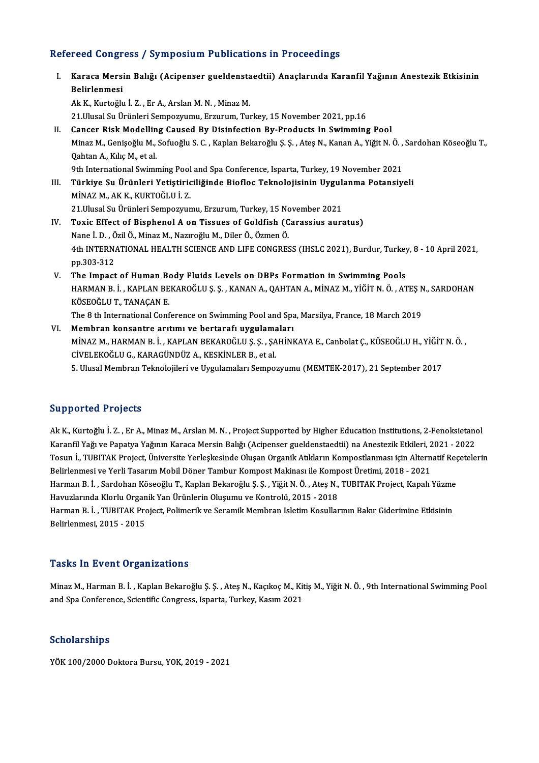## Refereed Congress / Symposium Publications in Proceedings

I. **Karaca Mersin Balığı (Acipenser gueldenstaedtii) Anaçlarında Karanfil Yağının Anestezik Etkisinin Belirlenmesi**
   Ak K., Kurtoğlu İ. Z. , Er A., Arslan M. N. , Minaz M.
   21.Ulusal Su Ürünleri Sempozyumu, Erzurum, Turkey, 15 November 2021, pp.16
II. **Cancer Risk Modelling Caused By Disinfection By-Products In Swimming Pool**
   Minaz M., Genişoğlu M., Sofuoğlu S. C. , Kaplan Bekaroğlu Ş. Ş. , Ateş N., Kanan A., Yiğit N. Ö. , Sardohan Köseoğlu T., Qahtan A., Kılıç M., et al.
   9th International Swimming Pool and Spa Conference, Isparta, Turkey, 19 November 2021
III. **Türkiye Su Ürünleri Yetiştiriciliğinde Biofloc Teknolojisinin Uygulanma Potansiyeli**
   MİNAZ M., AK K., KURTOĞLU İ. Z.
   21.Ulusal Su Ürünleri Sempozyumu, Erzurum, Turkey, 15 November 2021
IV. **Toxic Effect of Bisphenol A on Tissues of Goldfish (Carassius auratus)**
   Nane İ. D. , Özil Ö., Minaz M., Nazıroğlu M., Diler Ö., Özmen Ö.
   4th INTERNATIONAL HEALTH SCIENCE AND LIFE CONGRESS (IHSLC 2021), Burdur, Turkey, 8 - 10 April 2021, pp.303-312
V. **The Impact of Human Body Fluids Levels on DBPs Formation in Swimming Pools**
   HARMAN B. İ. , KAPLAN BEKAROĞLU Ş. Ş. , KANAN A., QAHTAN A., MİNAZ M., YİĞİT N. Ö. , ATEŞ N., SARDOHAN KÖSEOĞLU T., TANAÇAN E.
   The 8 th International Conference on Swimming Pool and Spa, Marsilya, France, 18 March 2019
VI. **Membran konsantre arıtımı ve bertarafı uygulamaları**
   MİNAZ M., HARMAN B. İ. , KAPLAN BEKAROĞLU Ş. Ş. , ŞAHİNKAYA E., Canbolat Ç., KÖSEOĞLU H., YİĞİT N. Ö. , CİVELEKOĞLU G., KARAGÜNDÜZ A., KESKİNLER B., et al.
   5. Ulusal Membran Teknolojileri ve Uygulamaları Sempozyumu (MEMTEK-2017), 21 September 2017

## Supported Projects

Ak K., Kurtoğlu İ. Z. , Er A., Minaz M., Arslan M. N. , Project Supported by Higher Education Institutions, 2-Fenoksietanol Karanfil Yağı ve Papatya Yağının Karaca Mersin Balığı (Acipenser gueldenstaedtii) na Anestezik Etkileri, 2021 - 2022

Tosun İ., TUBITAK Project, Üniversite Yerleşkesinde Oluşan Organik Atıkların Kompostlanması için Alternatif Reçetelerin Belirlenmesi ve Yerli Tasarım Mobil Döner Tambur Kompost Makinası ile Kompost Üretimi, 2018 - 2021

Harman B. İ. , Sardohan Köseoğlu T., Kaplan Bekaroğlu Ş. Ş. , Yiğit N. Ö. , Ateş N., TUBITAK Project, Kapalı Yüzme Havuzlarında Klorlu Organik Yan Ürünlerin Oluşumu ve Kontrolü, 2015 - 2018

Harman B. İ. , TUBITAK Project, Polimerik ve Seramik Membran Isletim Kosullarının Bakır Giderimine Etkisinin Belirlenmesi, 2015 - 2015

## Tasks In Event Organizations

Minaz M., Harman B. İ. , Kaplan Bekaroğlu Ş. Ş. , Ateş N., Kaçıkoç M., Kitiş M., Yiğit N. Ö. , 9th International Swimming Pool and Spa Conference, Scientific Congress, Isparta, Turkey, Kasım 2021

## Scholarships

YÖK 100/2000 Doktora Bursu, YOK, 2019 - 2021